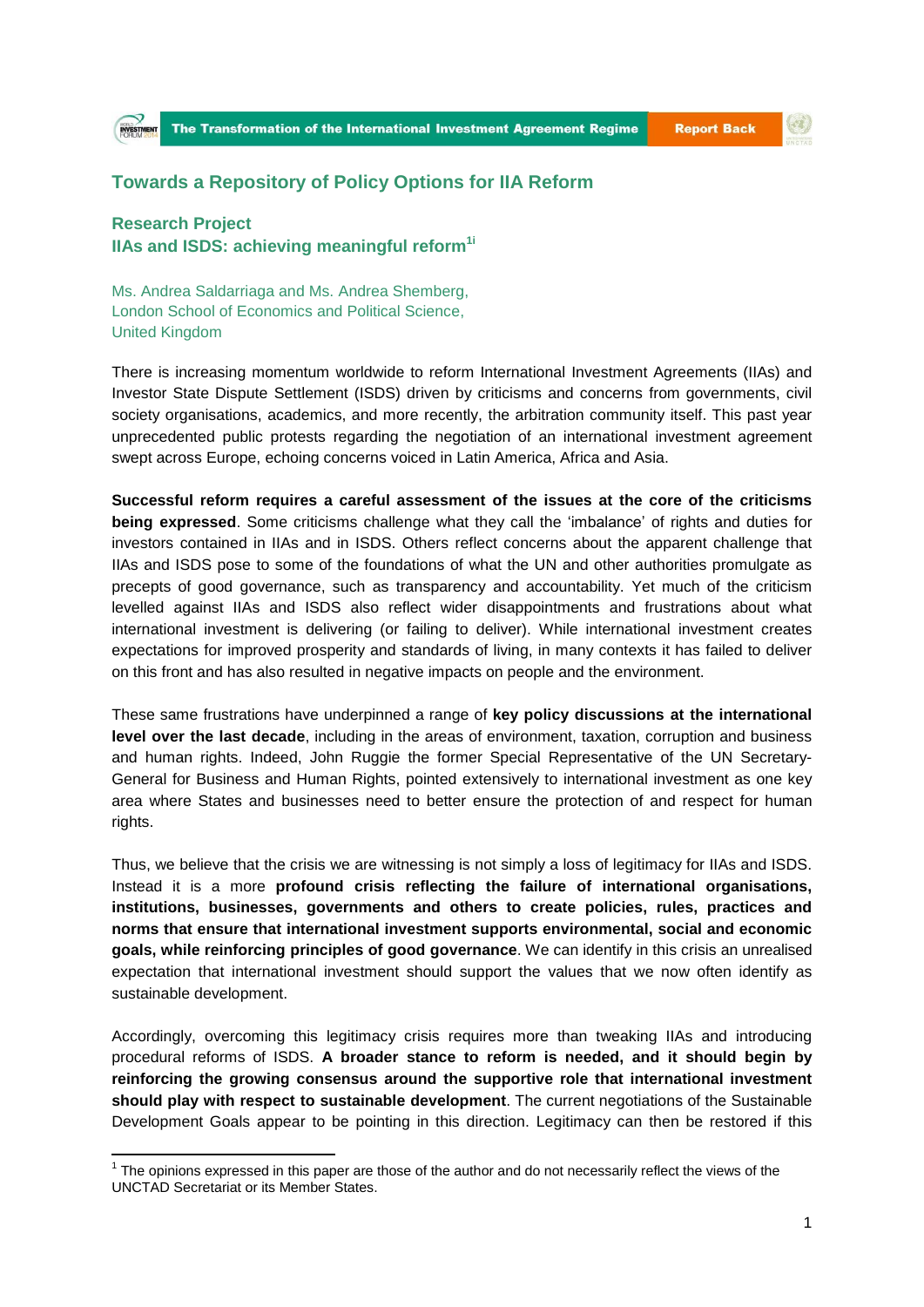# Towards a Repository of Policy Options for IIA Reform

## Research Project
## IIAs and ISDS: achieving meaningful reform[1i]

Ms. Andrea Saldarriaga and Ms. Andrea Shemberg,
London School of Economics and Political Science,
United Kingdom

There is increasing momentum worldwide to reform International Investment Agreements (IIAs) and Investor State Dispute Settlement (ISDS) driven by criticisms and concerns from governments, civil society organisations, academics, and more recently, the arbitration community itself. This past year unprecedented public protests regarding the negotiation of an international investment agreement swept across Europe, echoing concerns voiced in Latin America, Africa and Asia.

**Successful reform requires a careful assessment of the issues at the core of the criticisms being expressed**. Some criticisms challenge what they call the 'imbalance' of rights and duties for investors contained in IIAs and in ISDS. Others reflect concerns about the apparent challenge that IIAs and ISDS pose to some of the foundations of what the UN and other authorities promulgate as precepts of good governance, such as transparency and accountability. Yet much of the criticism levelled against IIAs and ISDS also reflect wider disappointments and frustrations about what international investment is delivering (or failing to deliver). While international investment creates expectations for improved prosperity and standards of living, in many contexts it has failed to deliver on this front and has also resulted in negative impacts on people and the environment.

These same frustrations have underpinned a range of **key policy discussions at the international level over the last decade**, including in the areas of environment, taxation, corruption and business and human rights. Indeed, John Ruggie the former Special Representative of the UN Secretary-General for Business and Human Rights, pointed extensively to international investment as one key area where States and businesses need to better ensure the protection of and respect for human rights.

Thus, we believe that the crisis we are witnessing is not simply a loss of legitimacy for IIAs and ISDS. Instead it is a more **profound crisis reflecting the failure of international organisations, institutions, businesses, governments and others to create policies, rules, practices and norms that ensure that international investment supports environmental, social and economic goals, while reinforcing principles of good governance**. We can identify in this crisis an unrealised expectation that international investment should support the values that we now often identify as sustainable development.

Accordingly, overcoming this legitimacy crisis requires more than tweaking IIAs and introducing procedural reforms of ISDS. **A broader stance to reform is needed, and it should begin by reinforcing the growing consensus around the supportive role that international investment should play with respect to sustainable development**. The current negotiations of the Sustainable Development Goals appear to be pointing in this direction. Legitimacy can then be restored if this

[1] The opinions expressed in this paper are those of the author and do not necessarily reflect the views of the UNCTAD Secretariat or its Member States.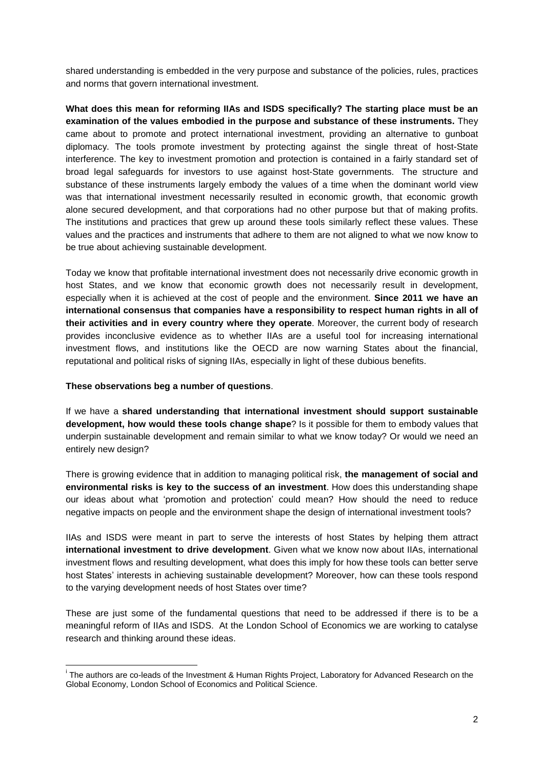shared understanding is embedded in the very purpose and substance of the policies, rules, practices and norms that govern international investment.

**What does this mean for reforming IIAs and ISDS specifically? The starting place must be an examination of the values embodied in the purpose and substance of these instruments.** They came about to promote and protect international investment, providing an alternative to gunboat diplomacy. The tools promote investment by protecting against the single threat of host-State interference. The key to investment promotion and protection is contained in a fairly standard set of broad legal safeguards for investors to use against host-State governments. The structure and substance of these instruments largely embody the values of a time when the dominant world view was that international investment necessarily resulted in economic growth, that economic growth alone secured development, and that corporations had no other purpose but that of making profits. The institutions and practices that grew up around these tools similarly reflect these values. These values and the practices and instruments that adhere to them are not aligned to what we now know to be true about achieving sustainable development.

Today we know that profitable international investment does not necessarily drive economic growth in host States, and we know that economic growth does not necessarily result in development, especially when it is achieved at the cost of people and the environment. **Since 2011 we have an international consensus that companies have a responsibility to respect human rights in all of their activities and in every country where they operate**. Moreover, the current body of research provides inconclusive evidence as to whether IIAs are a useful tool for increasing international investment flows, and institutions like the OECD are now warning States about the financial, reputational and political risks of signing IIAs, especially in light of these dubious benefits.

**These observations beg a number of questions**.

If we have a **shared understanding that international investment should support sustainable development, how would these tools change shape**? Is it possible for them to embody values that underpin sustainable development and remain similar to what we know today? Or would we need an entirely new design?

There is growing evidence that in addition to managing political risk, **the management of social and environmental risks is key to the success of an investment**. How does this understanding shape our ideas about what 'promotion and protection' could mean? How should the need to reduce negative impacts on people and the environment shape the design of international investment tools?

IIAs and ISDS were meant in part to serve the interests of host States by helping them attract **international investment to drive development**. Given what we know now about IIAs, international investment flows and resulting development, what does this imply for how these tools can better serve host States' interests in achieving sustainable development? Moreover, how can these tools respond to the varying development needs of host States over time?

These are just some of the fundamental questions that need to be addressed if there is to be a meaningful reform of IIAs and ISDS. At the London School of Economics we are working to catalyse research and thinking around these ideas.

---

[i] The authors are co-leads of the Investment & Human Rights Project, Laboratory for Advanced Research on the Global Economy, London School of Economics and Political Science.